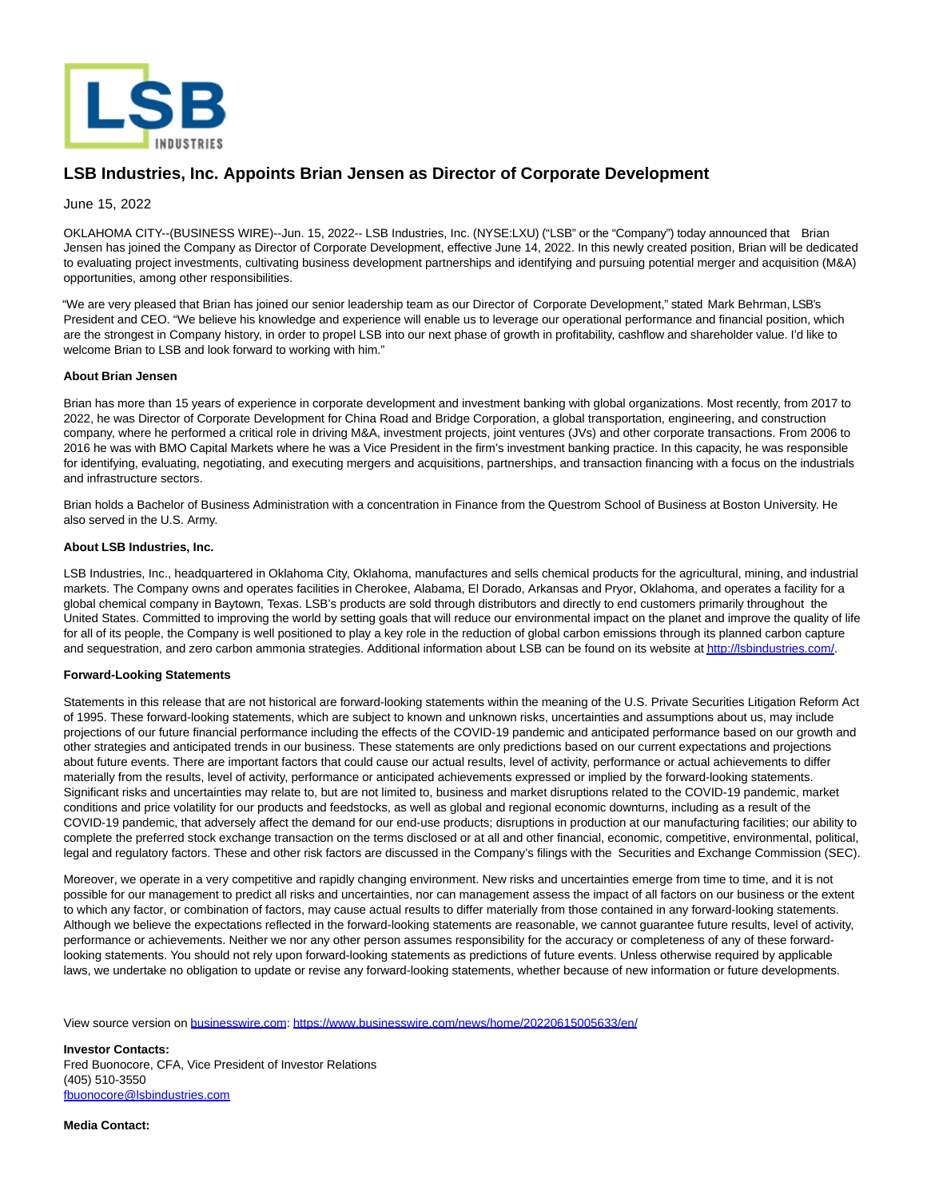# LSB Industries, Inc. Appoints Brian Jensen as Director of Corporate Development

June 15, 2022

OKLAHOMA CITY--(BUSINESS WIRE)--Jun. 15, 2022-- LSB Industries, Inc. (NYSE:LXU) ("LSB" or the "Company") today announced that Brian Jensen has joined the Company as Director of Corporate Development, effective June 14, 2022. In this newly created position, Brian will be dedicated to evaluating project investments, cultivating business development partnerships and identifying and pursuing potential merger and acquisition (M&A) opportunities, among other responsibilities.

"We are very pleased that Brian has joined our senior leadership team as our Director of Corporate Development," stated Mark Behrman, LSB's President and CEO. "We believe his knowledge and experience will enable us to leverage our operational performance and financial position, which are the strongest in Company history, in order to propel LSB into our next phase of growth in profitability, cashflow and shareholder value. I'd like to welcome Brian to LSB and look forward to working with him."

**About Brian Jensen**

Brian has more than 15 years of experience in corporate development and investment banking with global organizations. Most recently, from 2017 to 2022, he was Director of Corporate Development for China Road and Bridge Corporation, a global transportation, engineering, and construction company, where he performed a critical role in driving M&A, investment projects, joint ventures (JVs) and other corporate transactions. From 2006 to 2016 he was with BMO Capital Markets where he was a Vice President in the firm's investment banking practice. In this capacity, he was responsible for identifying, evaluating, negotiating, and executing mergers and acquisitions, partnerships, and transaction financing with a focus on the industrials and infrastructure sectors.

Brian holds a Bachelor of Business Administration with a concentration in Finance from the Questrom School of Business at Boston University. He also served in the U.S. Army.

**About LSB Industries, Inc.**

LSB Industries, Inc., headquartered in Oklahoma City, Oklahoma, manufactures and sells chemical products for the agricultural, mining, and industrial markets. The Company owns and operates facilities in Cherokee, Alabama, El Dorado, Arkansas and Pryor, Oklahoma, and operates a facility for a global chemical company in Baytown, Texas. LSB's products are sold through distributors and directly to end customers primarily throughout the United States. Committed to improving the world by setting goals that will reduce our environmental impact on the planet and improve the quality of life for all of its people, the Company is well positioned to play a key role in the reduction of global carbon emissions through its planned carbon capture and sequestration, and zero carbon ammonia strategies. Additional information about LSB can be found on its website at http://lsbindustries.com/.

**Forward-Looking Statements**

Statements in this release that are not historical are forward-looking statements within the meaning of the U.S. Private Securities Litigation Reform Act of 1995. These forward-looking statements, which are subject to known and unknown risks, uncertainties and assumptions about us, may include projections of our future financial performance including the effects of the COVID-19 pandemic and anticipated performance based on our growth and other strategies and anticipated trends in our business. These statements are only predictions based on our current expectations and projections about future events. There are important factors that could cause our actual results, level of activity, performance or actual achievements to differ materially from the results, level of activity, performance or anticipated achievements expressed or implied by the forward-looking statements. Significant risks and uncertainties may relate to, but are not limited to, business and market disruptions related to the COVID-19 pandemic, market conditions and price volatility for our products and feedstocks, as well as global and regional economic downturns, including as a result of the COVID-19 pandemic, that adversely affect the demand for our end-use products; disruptions in production at our manufacturing facilities; our ability to complete the preferred stock exchange transaction on the terms disclosed or at all and other financial, economic, competitive, environmental, political, legal and regulatory factors. These and other risk factors are discussed in the Company's filings with the Securities and Exchange Commission (SEC).

Moreover, we operate in a very competitive and rapidly changing environment. New risks and uncertainties emerge from time to time, and it is not possible for our management to predict all risks and uncertainties, nor can management assess the impact of all factors on our business or the extent to which any factor, or combination of factors, may cause actual results to differ materially from those contained in any forward-looking statements. Although we believe the expectations reflected in the forward-looking statements are reasonable, we cannot guarantee future results, level of activity, performance or achievements. Neither we nor any other person assumes responsibility for the accuracy or completeness of any of these forward-looking statements. You should not rely upon forward-looking statements as predictions of future events. Unless otherwise required by applicable laws, we undertake no obligation to update or revise any forward-looking statements, whether because of new information or future developments.

View source version on businesswire.com: https://www.businesswire.com/news/home/20220615005633/en/

**Investor Contacts:**
Fred Buonocore, CFA, Vice President of Investor Relations
(405) 510-3550
fbuonocore@lsbindustries.com

**Media Contact:**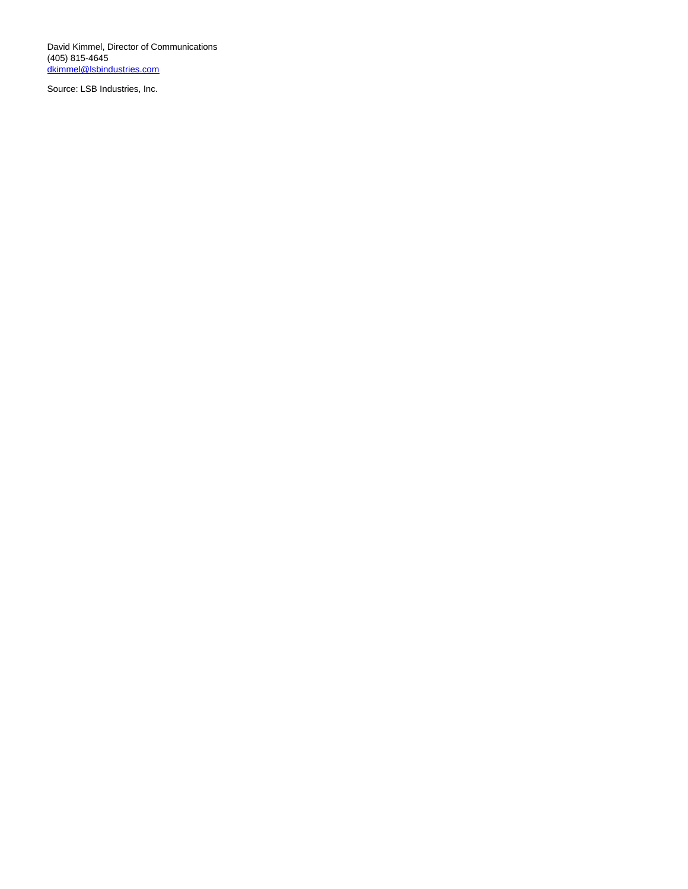David Kimmel, Director of Communications
(405) 815-4645
dkimmel@lsbindustries.com

Source: LSB Industries, Inc.